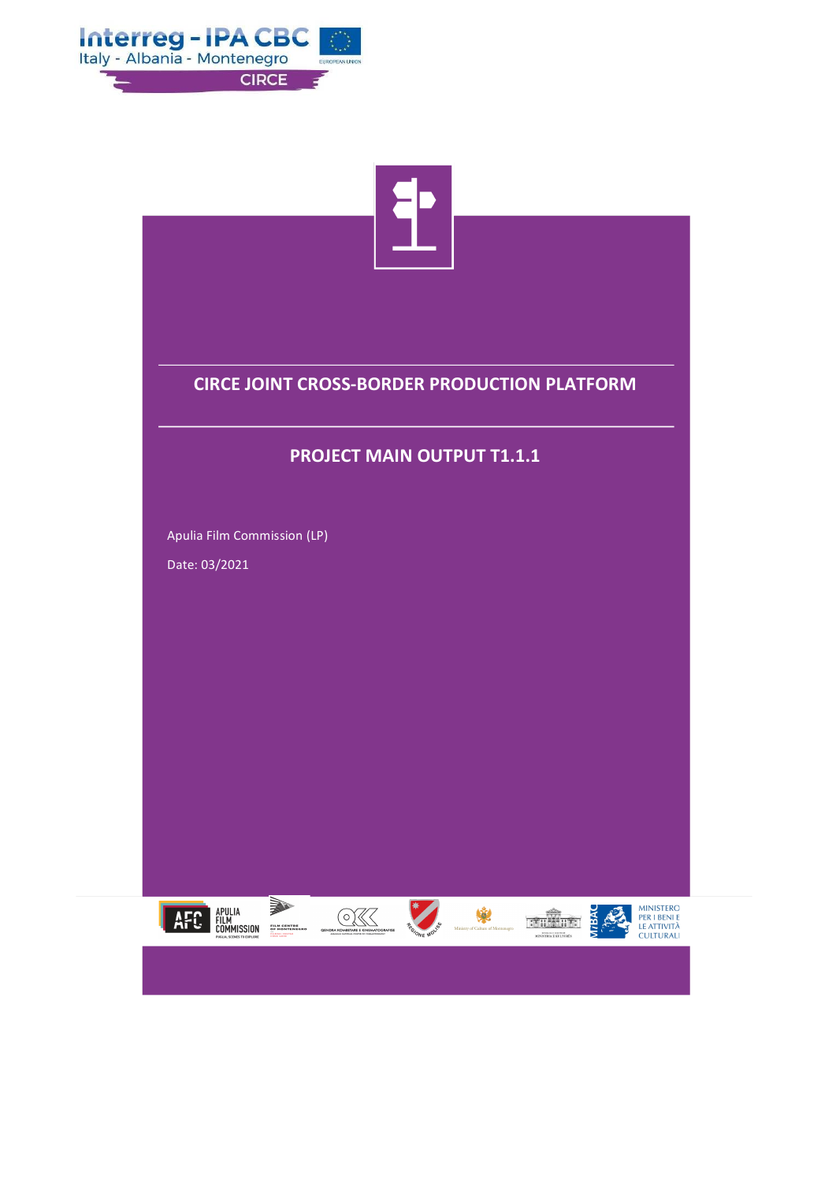Interreg - IPA CBC
Italy - Albania - Montenegro

CIRCE

# CIRCE JOINT CROSS-BORDER PRODUCTION PLATFORM

## PROJECT MAIN OUTPUT T1.1.1

Apulia Film Commission (LP)

Date: 03/2021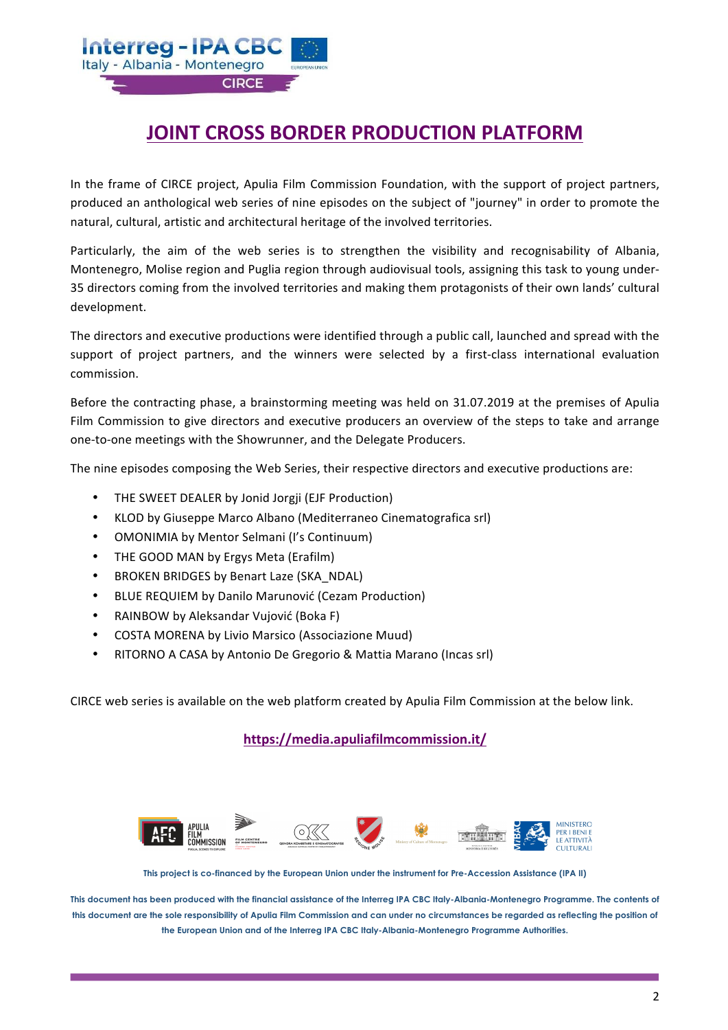# JOINT CROSS BORDER PRODUCTION PLATFORM

In the frame of CIRCE project, Apulia Film Commission Foundation, with the support of project partners, produced an anthological web series of nine episodes on the subject of "journey" in order to promote the natural, cultural, artistic and architectural heritage of the involved territories.

Particularly, the aim of the web series is to strengthen the visibility and recognisability of Albania, Montenegro, Molise region and Puglia region through audiovisual tools, assigning this task to young under-35 directors coming from the involved territories and making them protagonists of their own lands' cultural development.

The directors and executive productions were identified through a public call, launched and spread with the support of project partners, and the winners were selected by a first-class international evaluation commission.

Before the contracting phase, a brainstorming meeting was held on 31.07.2019 at the premises of Apulia Film Commission to give directors and executive producers an overview of the steps to take and arrange one-to-one meetings with the Showrunner, and the Delegate Producers.

The nine episodes composing the Web Series, their respective directors and executive productions are:

- THE SWEET DEALER by Jonid Jorgji (EJF Production)
- KLOD by Giuseppe Marco Albano (Mediterraneo Cinematografica srl)
- OMONIMIA by Mentor Selmani (I's Continuum)
- THE GOOD MAN by Ergys Meta (Erafilm)
- BROKEN BRIDGES by Benart Laze (SKA_NDAL)
- BLUE REQUIEM by Danilo Marunović (Cezam Production)
- RAINBOW by Aleksandar Vujović (Boka F)
- COSTA MORENA by Livio Marsico (Associazione Muud)
- RITORNO A CASA by Antonio De Gregorio & Mattia Marano (Incas srl)

CIRCE web series is available on the web platform created by Apulia Film Commission at the below link.

https://media.apuliafilmcommission.it/

This project is co-financed by the European Union under the instrument for Pre-Accession Assistance (IPA II)

This document has been produced with the financial assistance of the Interreg IPA CBC Italy-Albania-Montenegro Programme. The contents of this document are the sole responsibility of Apulia Film Commission and can under no circumstances be regarded as reflecting the position of the European Union and of the Interreg IPA CBC Italy-Albania-Montenegro Programme Authorities.